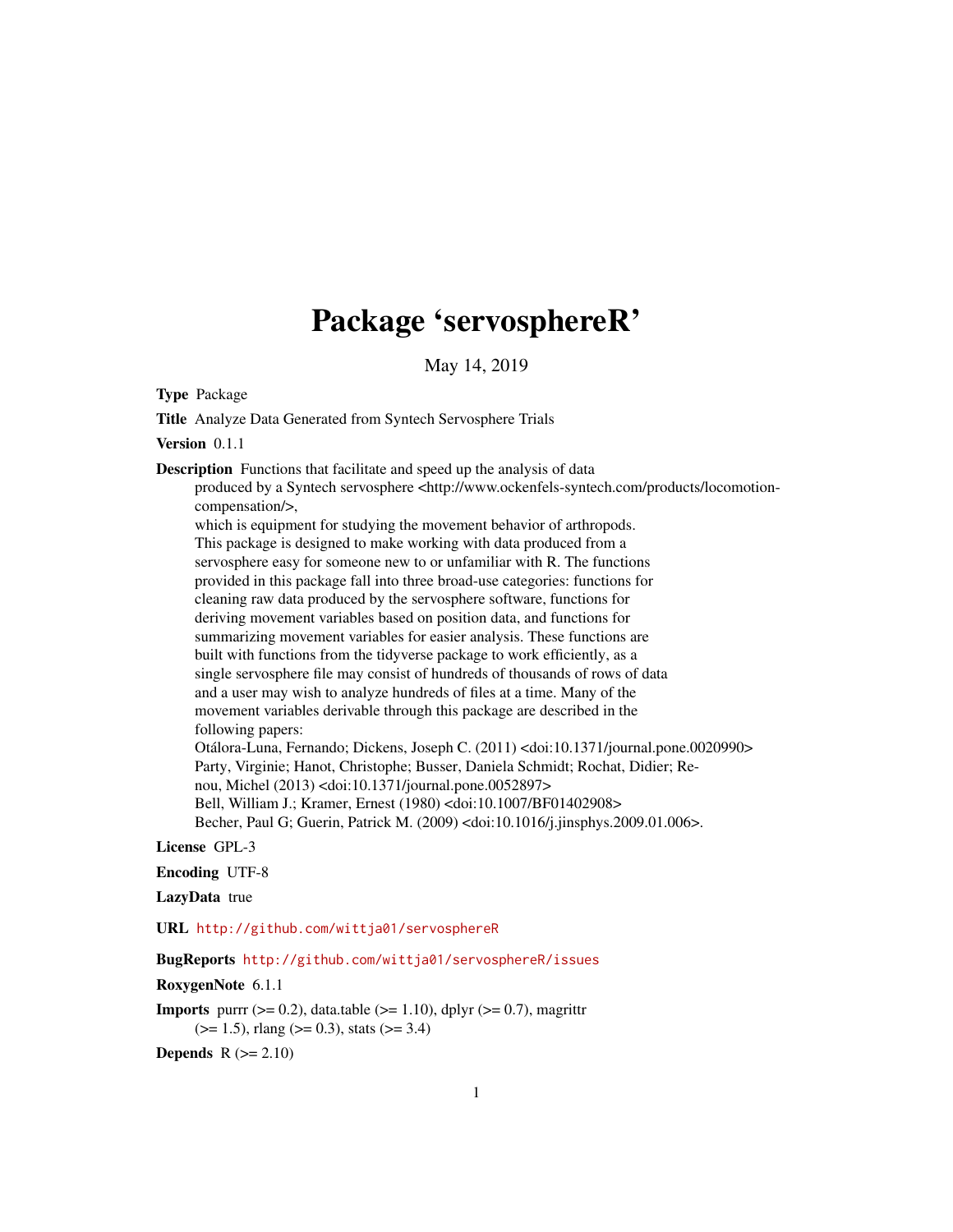# Package 'servosphereR'

May 14, 2019

**Type** Package

**Title** Analyze Data Generated from Syntech Servosphere Trials

**Version** 0.1.1

**Description** Functions that facilitate and speed up the analysis of data produced by a Syntech servosphere <http://www.ockenfels-syntech.com/products/locomotion-compensation/>, which is equipment for studying the movement behavior of arthropods. This package is designed to make working with data produced from a servosphere easy for someone new to or unfamiliar with R. The functions provided in this package fall into three broad-use categories: functions for cleaning raw data produced by the servosphere software, functions for deriving movement variables based on position data, and functions for summarizing movement variables for easier analysis. These functions are built with functions from the tidyverse package to work efficiently, as a single servosphere file may consist of hundreds of thousands of rows of data and a user may wish to analyze hundreds of files at a time. Many of the movement variables derivable through this package are described in the following papers:
Otálora-Luna, Fernando; Dickens, Joseph C. (2011) <doi:10.1371/journal.pone.0020990>
Party, Virginie; Hanot, Christophe; Busser, Daniela Schmidt; Rochat, Didier; Renou, Michel (2013) <doi:10.1371/journal.pone.0052897>
Bell, William J.; Kramer, Ernest (1980) <doi:10.1007/BF01402908>
Becher, Paul G; Guerin, Patrick M. (2009) <doi:10.1016/j.jinsphys.2009.01.006>.

**License** GPL-3

**Encoding** UTF-8

**LazyData** true

**URL** http://github.com/wittja01/servosphereR

**BugReports** http://github.com/wittja01/servosphereR/issues

**RoxygenNote** 6.1.1

**Imports** purrr (>= 0.2), data.table (>= 1.10), dplyr (>= 0.7), magrittr (>= 1.5), rlang (>= 0.3), stats (>= 3.4)

**Depends** R (>= 2.10)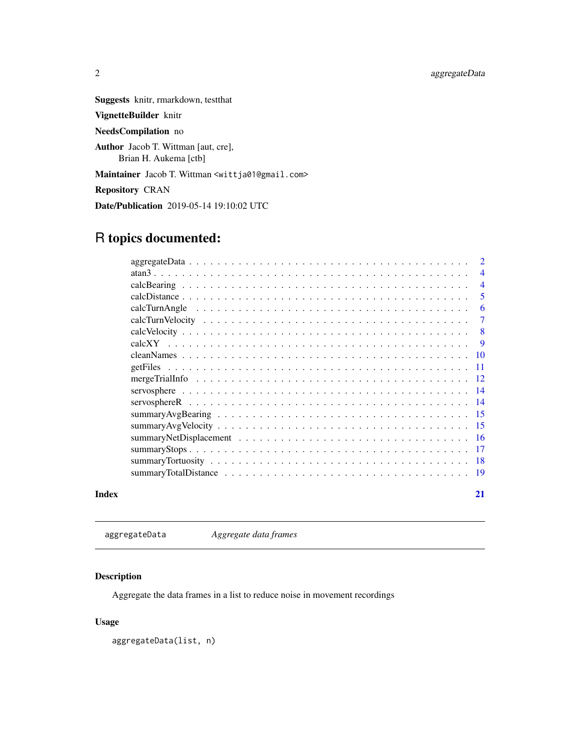**Suggests** knitr, rmarkdown, testthat

**VignetteBuilder** knitr

**NeedsCompilation** no

**Author** Jacob T. Wittman [aut, cre],
Brian H. Aukema [ctb]

**Maintainer** Jacob T. Wittman <wittja01@gmail.com>

**Repository** CRAN

**Date/Publication** 2019-05-14 19:10:02 UTC

# R topics documented:

- aggregateData . . . . . 2
- atan3 . . . . . 4
- calcBearing . . . . . 4
- calcDistance . . . . . 5
- calcTurnAngle . . . . . 6
- calcTurnVelocity . . . . . 7
- calcVelocity . . . . . 8
- calcXY . . . . . 9
- cleanNames . . . . . 10
- getFiles . . . . . 11
- mergeTrialInfo . . . . . 12
- servosphere . . . . . 14
- servosphereR . . . . . 14
- summaryAvgBearing . . . . . 15
- summaryAvgVelocity . . . . . 15
- summaryNetDisplacement . . . . . 16
- summaryStops . . . . . 17
- summaryTortuosity . . . . . 18
- summaryTotalDistance . . . . . 19

**Index** 21

---

`aggregateData` *Aggregate data frames*

---

## Description

Aggregate the data frames in a list to reduce noise in movement recordings

## Usage

```
aggregateData(list, n)
```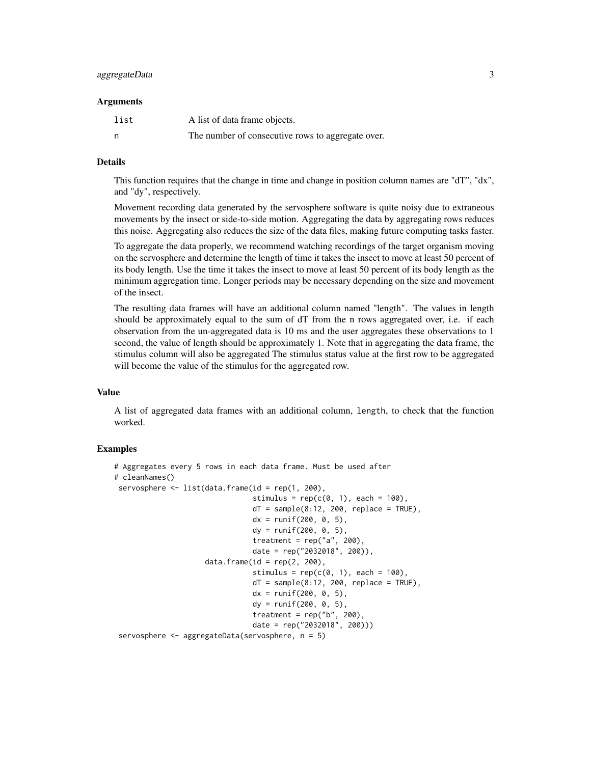### Arguments

| | |
|---|---|
| `list` | A list of data frame objects. |
| `n` | The number of consecutive rows to aggregate over. |

### Details

This function requires that the change in time and change in position column names are "dT", "dx", and "dy", respectively.

Movement recording data generated by the servosphere software is quite noisy due to extraneous movements by the insect or side-to-side motion. Aggregating the data by aggregating rows reduces this noise. Aggregating also reduces the size of the data files, making future computing tasks faster.

To aggregate the data properly, we recommend watching recordings of the target organism moving on the servosphere and determine the length of time it takes the insect to move at least 50 percent of its body length. Use the time it takes the insect to move at least 50 percent of its body length as the minimum aggregation time. Longer periods may be necessary depending on the size and movement of the insect.

The resulting data frames will have an additional column named "length". The values in length should be approximately equal to the sum of dT from the n rows aggregated over, i.e. if each observation from the un-aggregated data is 10 ms and the user aggregates these observations to 1 second, the value of length should be approximately 1. Note that in aggregating the data frame, the stimulus column will also be aggregated The stimulus status value at the first row to be aggregated will become the value of the stimulus for the aggregated row.

### Value

A list of aggregated data frames with an additional column, `length`, to check that the function worked.

### Examples

```
# Aggregates every 5 rows in each data frame. Must be used after
# cleanNames()
 servosphere <- list(data.frame(id = rep(1, 200),
                                stimulus = rep(c(0, 1), each = 100),
                                dT = sample(8:12, 200, replace = TRUE),
                                dx = runif(200, 0, 5),
                                dy = runif(200, 0, 5),
                                treatment = rep("a", 200),
                                date = rep("2032018", 200)),
                     data.frame(id = rep(2, 200),
                                stimulus = rep(c(0, 1), each = 100),
                                dT = sample(8:12, 200, replace = TRUE),
                                dx = runif(200, 0, 5),
                                dy = runif(200, 0, 5),
                                treatment = rep("b", 200),
                                date = rep("2032018", 200)))
 servosphere <- aggregateData(servosphere, n = 5)
```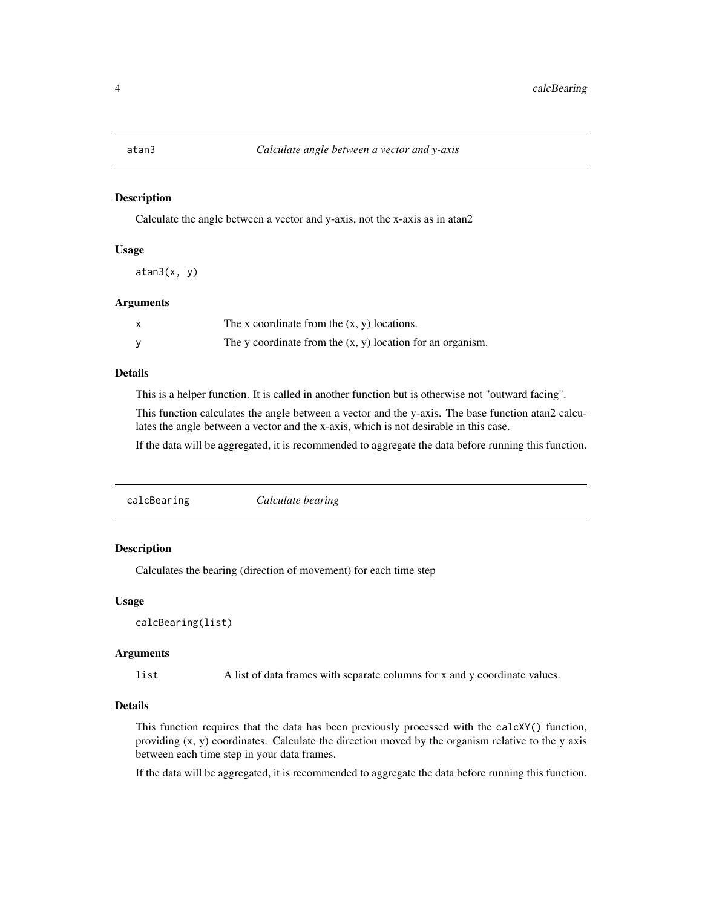## atan3 — *Calculate angle between a vector and y-axis*

### Description

Calculate the angle between a vector and y-axis, not the x-axis as in atan2

### Usage

```
atan3(x, y)
```

### Arguments

| | |
|---|---|
| x | The x coordinate from the (x, y) locations. |
| y | The y coordinate from the (x, y) location for an organism. |

### Details

This is a helper function. It is called in another function but is otherwise not "outward facing".

This function calculates the angle between a vector and the y-axis. The base function atan2 calculates the angle between a vector and the x-axis, which is not desirable in this case.

If the data will be aggregated, it is recommended to aggregate the data before running this function.

## calcBearing — *Calculate bearing*

### Description

Calculates the bearing (direction of movement) for each time step

### Usage

```
calcBearing(list)
```

### Arguments

| | |
|---|---|
| list | A list of data frames with separate columns for x and y coordinate values. |

### Details

This function requires that the data has been previously processed with the `calcXY()` function, providing (x, y) coordinates. Calculate the direction moved by the organism relative to the y axis between each time step in your data frames.

If the data will be aggregated, it is recommended to aggregate the data before running this function.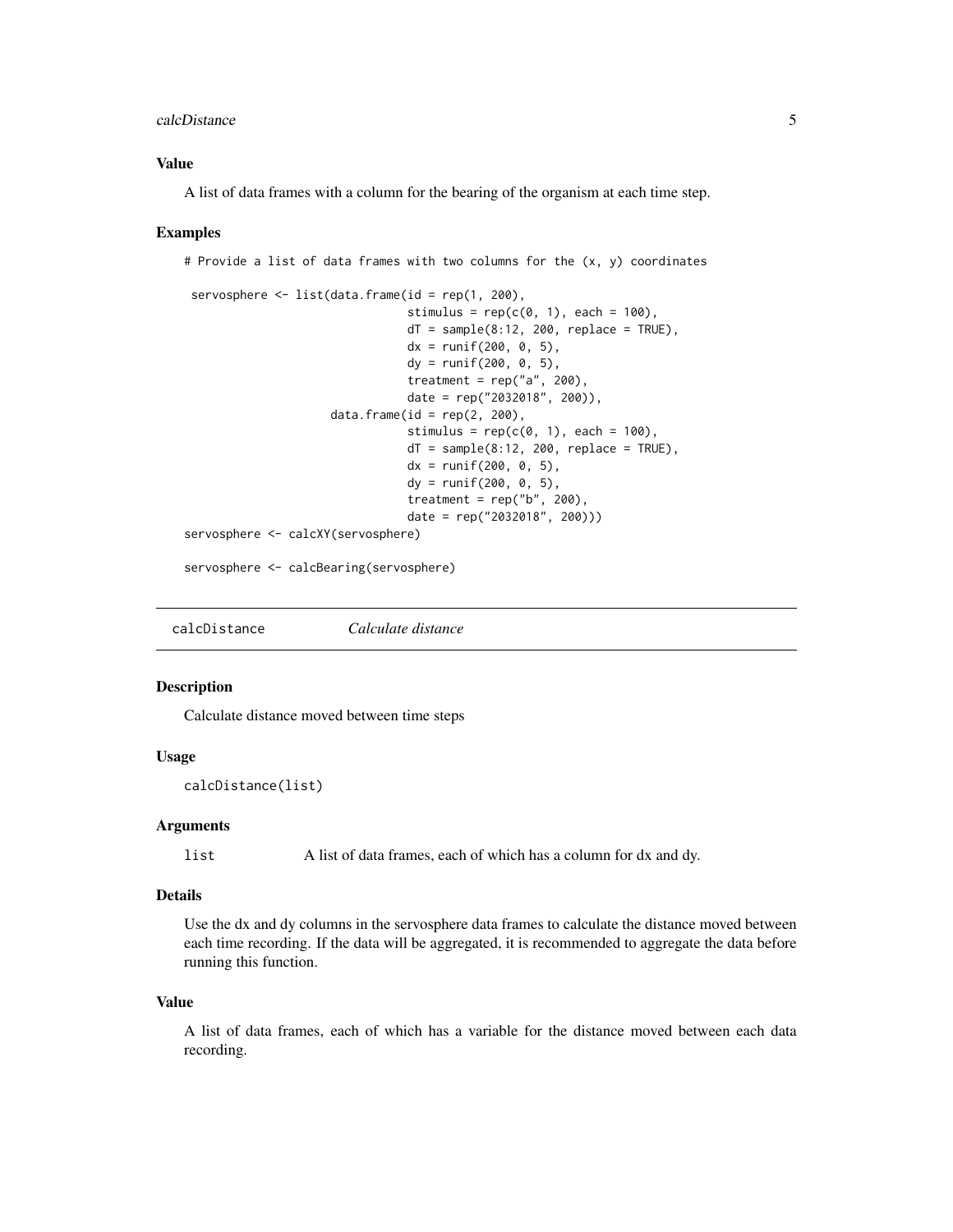### Value

A list of data frames with a column for the bearing of the organism at each time step.

### Examples

```
# Provide a list of data frames with two columns for the (x, y) coordinates

 servosphere <- list(data.frame(id = rep(1, 200),
                                stimulus = rep(c(0, 1), each = 100),
                                dT = sample(8:12, 200, replace = TRUE),
                                dx = runif(200, 0, 5),
                                dy = runif(200, 0, 5),
                                treatment = rep("a", 200),
                                date = rep("2032018", 200)),
                     data.frame(id = rep(2, 200),
                                stimulus = rep(c(0, 1), each = 100),
                                dT = sample(8:12, 200, replace = TRUE),
                                dx = runif(200, 0, 5),
                                dy = runif(200, 0, 5),
                                treatment = rep("b", 200),
                                date = rep("2032018", 200)))
servosphere <- calcXY(servosphere)

servosphere <- calcBearing(servosphere)
```

---

## calcDistance *Calculate distance*

### Description

Calculate distance moved between time steps

### Usage

```
calcDistance(list)
```

### Arguments

| | |
|---|---|
| `list` | A list of data frames, each of which has a column for dx and dy. |

### Details

Use the dx and dy columns in the servosphere data frames to calculate the distance moved between each time recording. If the data will be aggregated, it is recommended to aggregate the data before running this function.

### Value

A list of data frames, each of which has a variable for the distance moved between each data recording.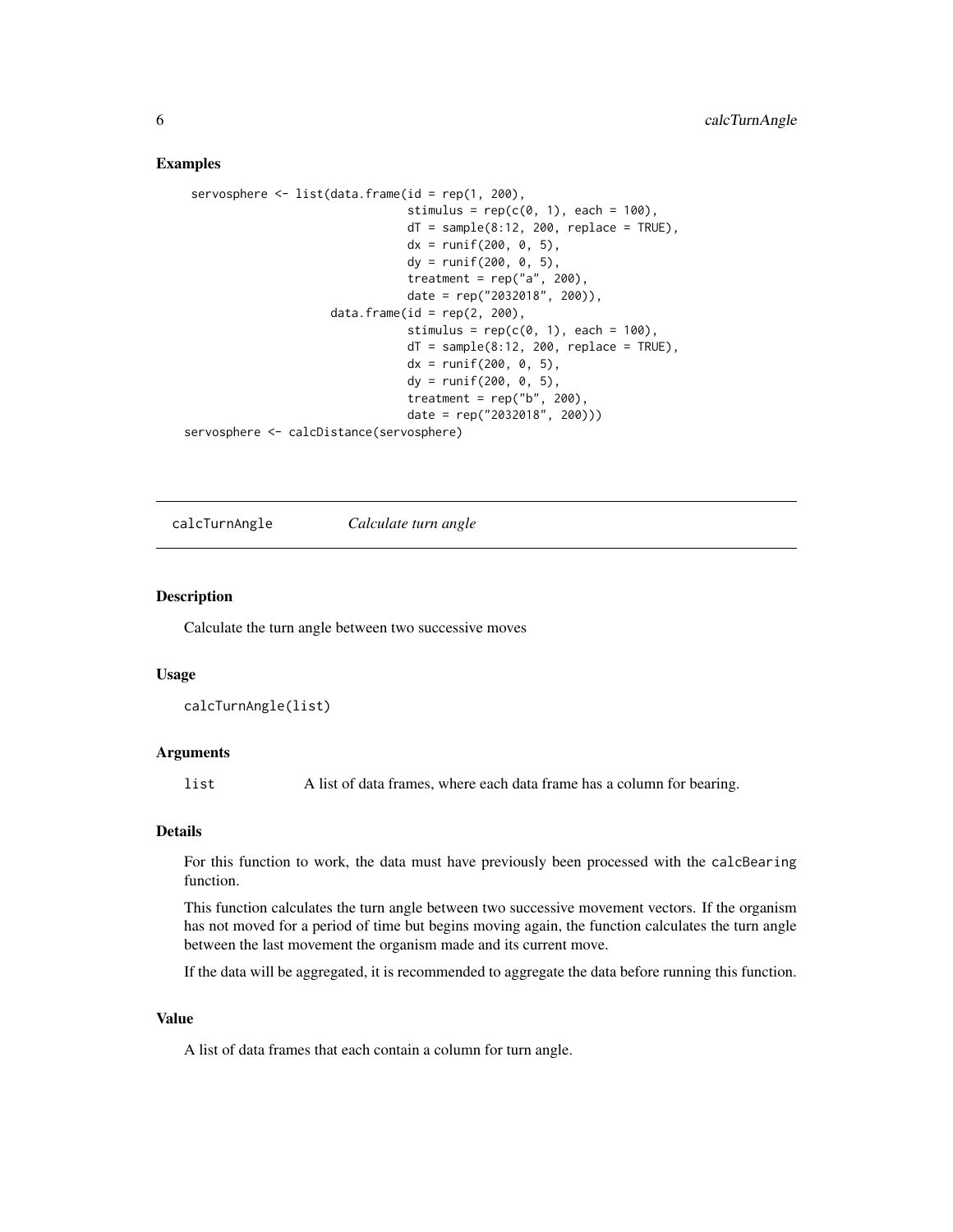### Examples

```
servosphere <- list(data.frame(id = rep(1, 200),
                               stimulus = rep(c(0, 1), each = 100),
                               dT = sample(8:12, 200, replace = TRUE),
                               dx = runif(200, 0, 5),
                               dy = runif(200, 0, 5),
                               treatment = rep("a", 200),
                               date = rep("2032018", 200)),
                    data.frame(id = rep(2, 200),
                               stimulus = rep(c(0, 1), each = 100),
                               dT = sample(8:12, 200, replace = TRUE),
                               dx = runif(200, 0, 5),
                               dy = runif(200, 0, 5),
                               treatment = rep("b", 200),
                               date = rep("2032018", 200)))
servosphere <- calcDistance(servosphere)
```

---

## calcTurnAngle *Calculate turn angle*

---

### Description

Calculate the turn angle between two successive moves

### Usage

```
calcTurnAngle(list)
```

### Arguments

| | |
|---|---|
| list | A list of data frames, where each data frame has a column for bearing. |

### Details

For this function to work, the data must have previously been processed with the `calcBearing` function.

This function calculates the turn angle between two successive movement vectors. If the organism has not moved for a period of time but begins moving again, the function calculates the turn angle between the last movement the organism made and its current move.

If the data will be aggregated, it is recommended to aggregate the data before running this function.

### Value

A list of data frames that each contain a column for turn angle.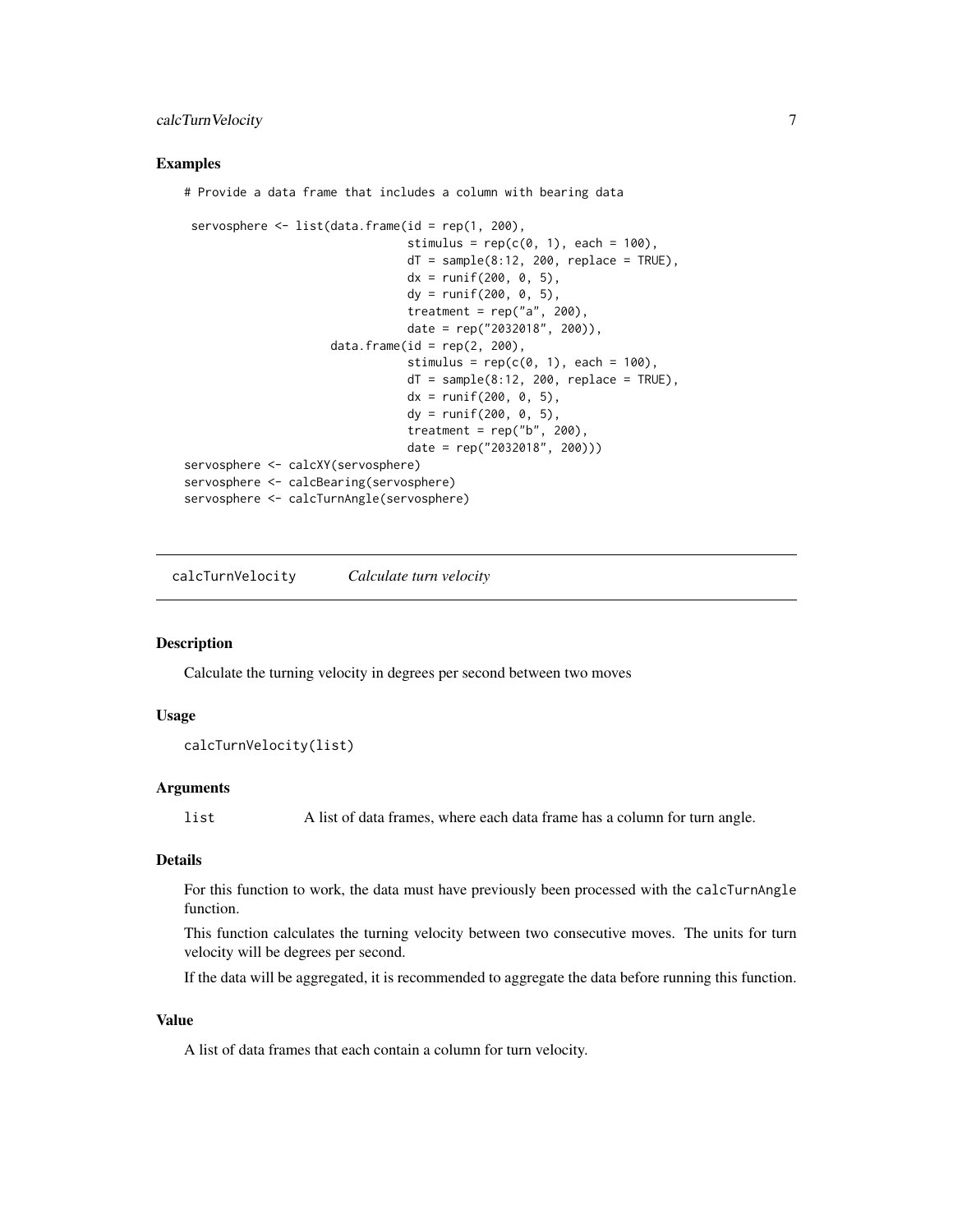## Examples

```
# Provide a data frame that includes a column with bearing data

 servosphere <- list(data.frame(id = rep(1, 200),
                                stimulus = rep(c(0, 1), each = 100),
                                dT = sample(8:12, 200, replace = TRUE),
                                dx = runif(200, 0, 5),
                                dy = runif(200, 0, 5),
                                treatment = rep("a", 200),
                                date = rep("2032018", 200)),
                     data.frame(id = rep(2, 200),
                                stimulus = rep(c(0, 1), each = 100),
                                dT = sample(8:12, 200, replace = TRUE),
                                dx = runif(200, 0, 5),
                                dy = runif(200, 0, 5),
                                treatment = rep("b", 200),
                                date = rep("2032018", 200)))
servosphere <- calcXY(servosphere)
servosphere <- calcBearing(servosphere)
servosphere <- calcTurnAngle(servosphere)
```

---

# calcTurnVelocity *Calculate turn velocity*

---

## Description

Calculate the turning velocity in degrees per second between two moves

## Usage

```
calcTurnVelocity(list)
```

## Arguments

| | |
|---|---|
| `list` | A list of data frames, where each data frame has a column for turn angle. |

## Details

For this function to work, the data must have previously been processed with the `calcTurnAngle` function.

This function calculates the turning velocity between two consecutive moves. The units for turn velocity will be degrees per second.

If the data will be aggregated, it is recommended to aggregate the data before running this function.

## Value

A list of data frames that each contain a column for turn velocity.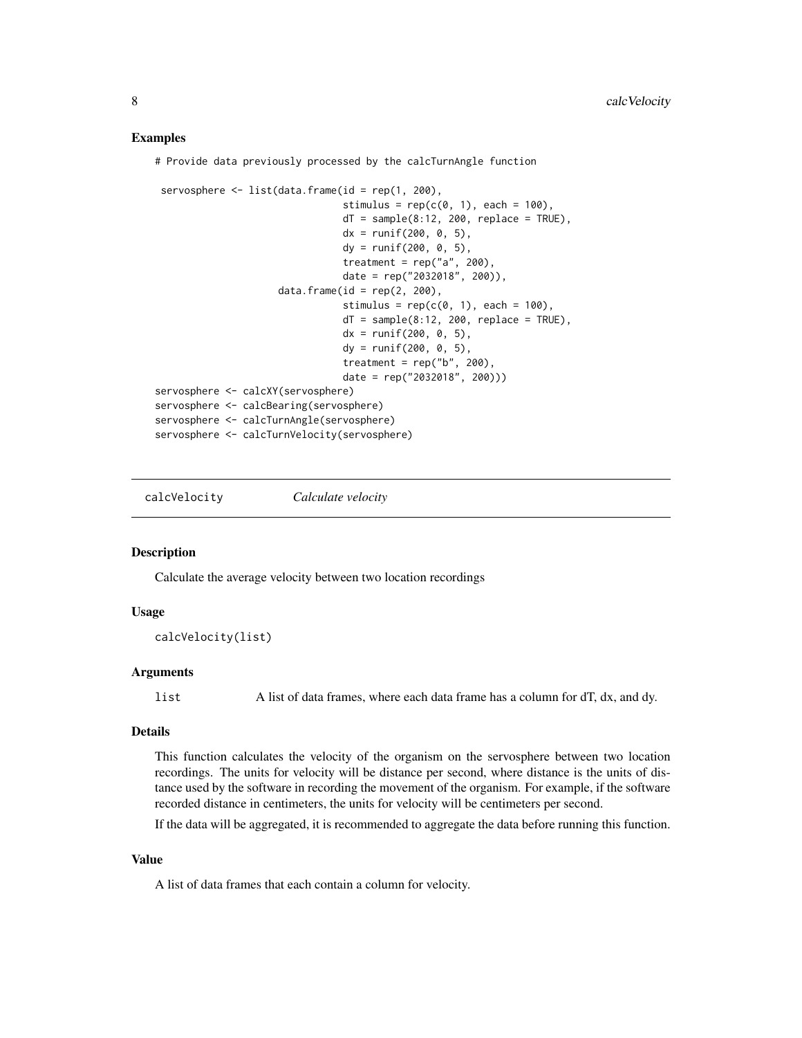## Examples

```
# Provide data previously processed by the calcTurnAngle function

 servosphere <- list(data.frame(id = rep(1, 200),
                                stimulus = rep(c(0, 1), each = 100),
                                dT = sample(8:12, 200, replace = TRUE),
                                dx = runif(200, 0, 5),
                                dy = runif(200, 0, 5),
                                treatment = rep("a", 200),
                                date = rep("2032018", 200)),
                     data.frame(id = rep(2, 200),
                                stimulus = rep(c(0, 1), each = 100),
                                dT = sample(8:12, 200, replace = TRUE),
                                dx = runif(200, 0, 5),
                                dy = runif(200, 0, 5),
                                treatment = rep("b", 200),
                                date = rep("2032018", 200)))
servosphere <- calcXY(servosphere)
servosphere <- calcBearing(servosphere)
servosphere <- calcTurnAngle(servosphere)
servosphere <- calcTurnVelocity(servosphere)
```

---

# calcVelocity *Calculate velocity*

## Description

Calculate the average velocity between two location recordings

## Usage

```
calcVelocity(list)
```

## Arguments

| | |
|---|---|
| list | A list of data frames, where each data frame has a column for dT, dx, and dy. |

## Details

This function calculates the velocity of the organism on the servosphere between two location recordings. The units for velocity will be distance per second, where distance is the units of distance used by the software in recording the movement of the organism. For example, if the software recorded distance in centimeters, the units for velocity will be centimeters per second.

If the data will be aggregated, it is recommended to aggregate the data before running this function.

## Value

A list of data frames that each contain a column for velocity.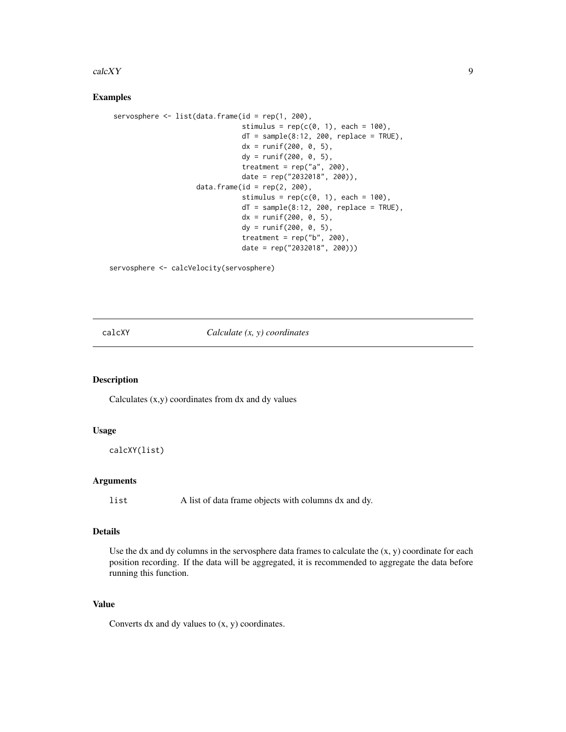## Examples

```
servosphere <- list(data.frame(id = rep(1, 200),
                               stimulus = rep(c(0, 1), each = 100),
                               dT = sample(8:12, 200, replace = TRUE),
                               dx = runif(200, 0, 5),
                               dy = runif(200, 0, 5),
                               treatment = rep("a", 200),
                               date = rep("2032018", 200)),
                    data.frame(id = rep(2, 200),
                               stimulus = rep(c(0, 1), each = 100),
                               dT = sample(8:12, 200, replace = TRUE),
                               dx = runif(200, 0, 5),
                               dy = runif(200, 0, 5),
                               treatment = rep("b", 200),
                               date = rep("2032018", 200)))

servosphere <- calcVelocity(servosphere)
```

---

# calcXY — *Calculate (x, y) coordinates*

## Description

Calculates (x,y) coordinates from dx and dy values

## Usage

```
calcXY(list)
```

## Arguments

| | |
|---|---|
| `list` | A list of data frame objects with columns dx and dy. |

## Details

Use the dx and dy columns in the servosphere data frames to calculate the (x, y) coordinate for each position recording. If the data will be aggregated, it is recommended to aggregate the data before running this function.

## Value

Converts dx and dy values to (x, y) coordinates.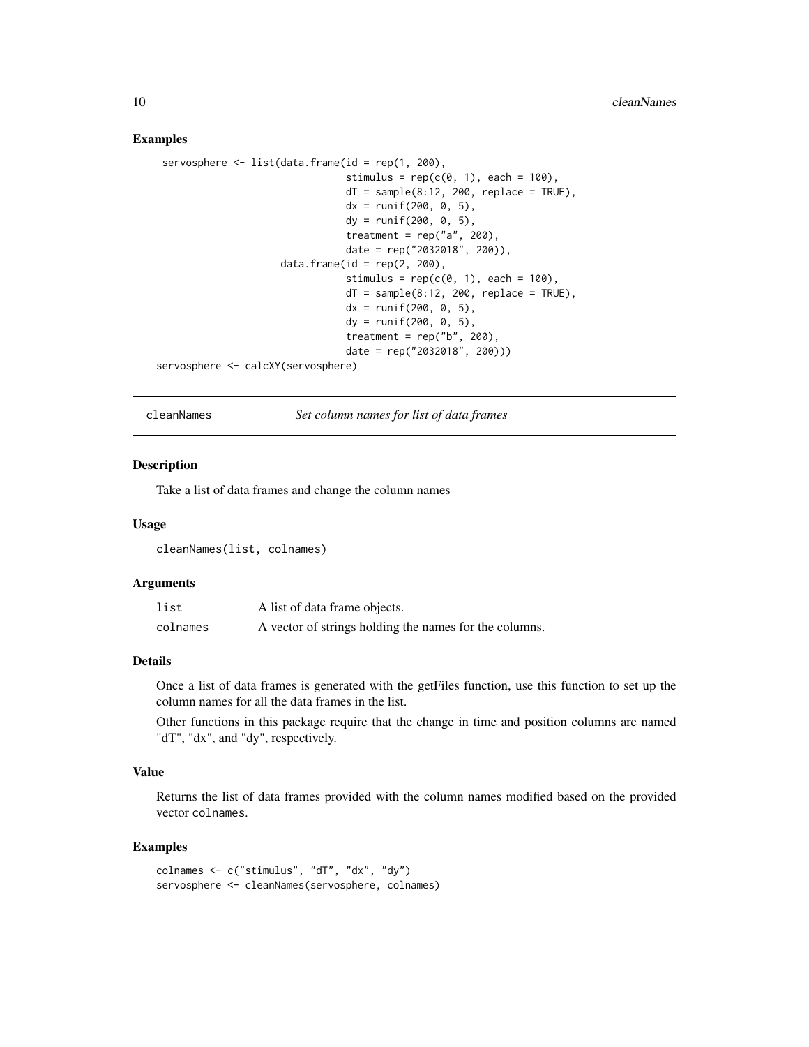### Examples

```
servosphere <- list(data.frame(id = rep(1, 200),
                               stimulus = rep(c(0, 1), each = 100),
                               dT = sample(8:12, 200, replace = TRUE),
                               dx = runif(200, 0, 5),
                               dy = runif(200, 0, 5),
                               treatment = rep("a", 200),
                               date = rep("2032018", 200)),
                    data.frame(id = rep(2, 200),
                               stimulus = rep(c(0, 1), each = 100),
                               dT = sample(8:12, 200, replace = TRUE),
                               dx = runif(200, 0, 5),
                               dy = runif(200, 0, 5),
                               treatment = rep("b", 200),
                               date = rep("2032018", 200)))
servosphere <- calcXY(servosphere)
```

## cleanNames — *Set column names for list of data frames*

### Description

Take a list of data frames and change the column names

### Usage

```
cleanNames(list, colnames)
```

### Arguments

| | |
|---|---|
| list | A list of data frame objects. |
| colnames | A vector of strings holding the names for the columns. |

### Details

Once a list of data frames is generated with the getFiles function, use this function to set up the column names for all the data frames in the list.

Other functions in this package require that the change in time and position columns are named "dT", "dx", and "dy", respectively.

### Value

Returns the list of data frames provided with the column names modified based on the provided vector `colnames`.

### Examples

```
colnames <- c("stimulus", "dT", "dx", "dy")
servosphere <- cleanNames(servosphere, colnames)
```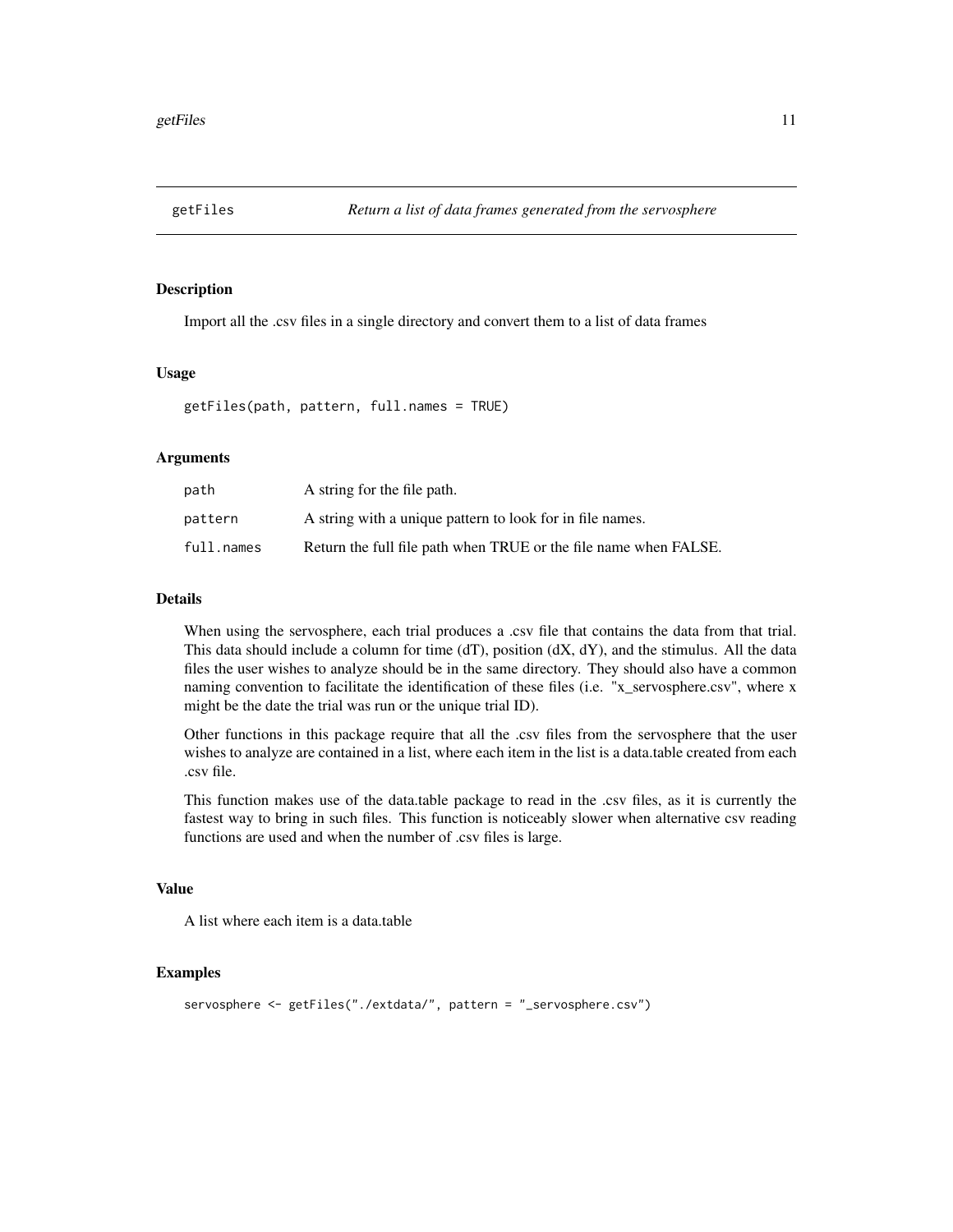## getFiles — *Return a list of data frames generated from the servosphere*

### Description

Import all the .csv files in a single directory and convert them to a list of data frames

### Usage

```
getFiles(path, pattern, full.names = TRUE)
```

### Arguments

| | |
|---|---|
| `path` | A string for the file path. |
| `pattern` | A string with a unique pattern to look for in file names. |
| `full.names` | Return the full file path when TRUE or the file name when FALSE. |

### Details

When using the servosphere, each trial produces a .csv file that contains the data from that trial. This data should include a column for time (dT), position (dX, dY), and the stimulus. All the data files the user wishes to analyze should be in the same directory. They should also have a common naming convention to facilitate the identification of these files (i.e. "x_servosphere.csv", where x might be the date the trial was run or the unique trial ID).

Other functions in this package require that all the .csv files from the servosphere that the user wishes to analyze are contained in a list, where each item in the list is a data.table created from each .csv file.

This function makes use of the data.table package to read in the .csv files, as it is currently the fastest way to bring in such files. This function is noticeably slower when alternative csv reading functions are used and when the number of .csv files is large.

### Value

A list where each item is a data.table

### Examples

```
servosphere <- getFiles("./extdata/", pattern = "_servosphere.csv")
```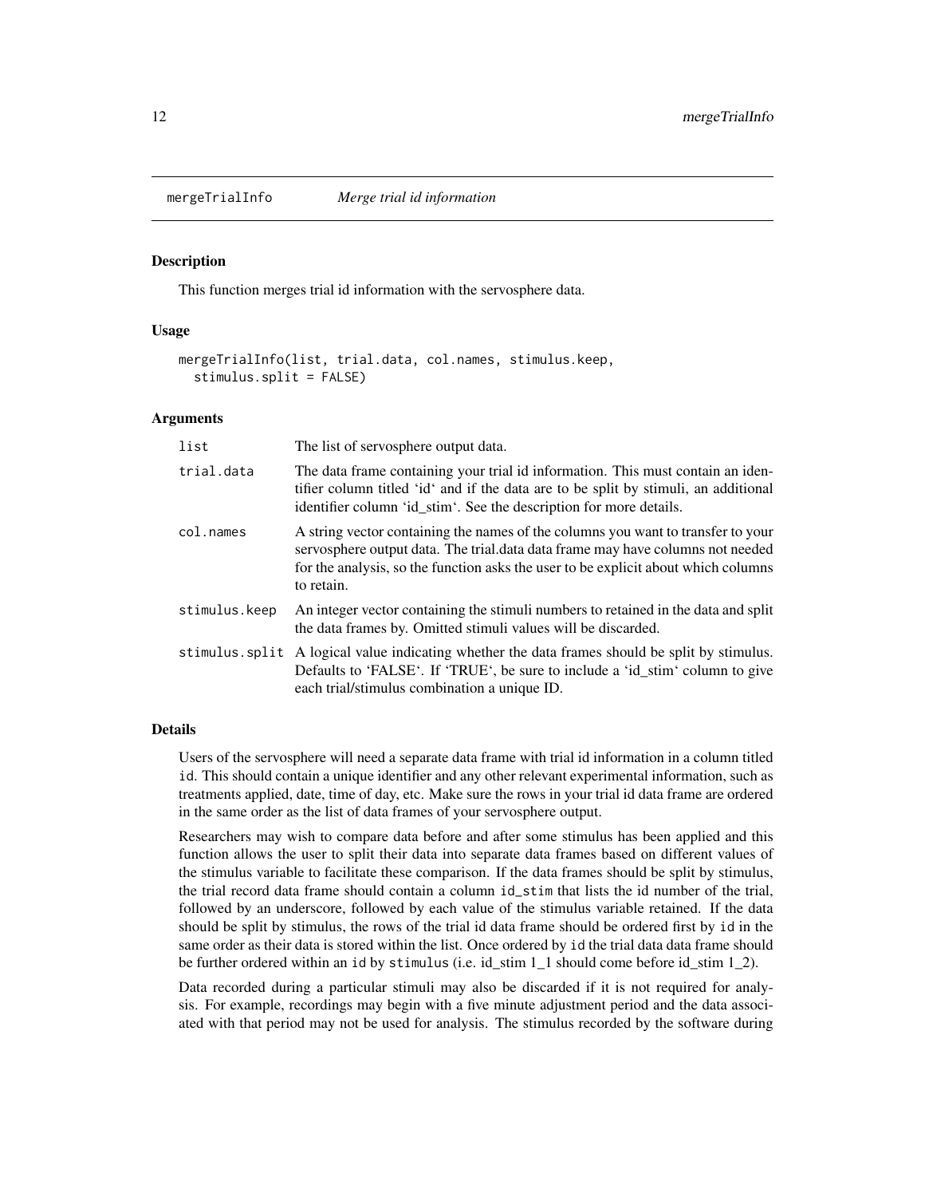## mergeTrialInfo *Merge trial id information*

### Description

This function merges trial id information with the servosphere data.

### Usage

```
mergeTrialInfo(list, trial.data, col.names, stimulus.keep,
  stimulus.split = FALSE)
```

### Arguments

| | |
|---|---|
| list | The list of servosphere output data. |
| trial.data | The data frame containing your trial id information. This must contain an identifier column titled 'id' and if the data are to be split by stimuli, an additional identifier column 'id_stim'. See the description for more details. |
| col.names | A string vector containing the names of the columns you want to transfer to your servosphere output data. The trial.data data frame may have columns not needed for the analysis, so the function asks the user to be explicit about which columns to retain. |
| stimulus.keep | An integer vector containing the stimuli numbers to retained in the data and split the data frames by. Omitted stimuli values will be discarded. |
| stimulus.split | A logical value indicating whether the data frames should be split by stimulus. Defaults to 'FALSE'. If 'TRUE', be sure to include a 'id_stim' column to give each trial/stimulus combination a unique ID. |

### Details

Users of the servosphere will need a separate data frame with trial id information in a column titled `id`. This should contain a unique identifier and any other relevant experimental information, such as treatments applied, date, time of day, etc. Make sure the rows in your trial id data frame are ordered in the same order as the list of data frames of your servosphere output.

Researchers may wish to compare data before and after some stimulus has been applied and this function allows the user to split their data into separate data frames based on different values of the stimulus variable to facilitate these comparison. If the data frames should be split by stimulus, the trial record data frame should contain a column `id_stim` that lists the id number of the trial, followed by an underscore, followed by each value of the stimulus variable retained. If the data should be split by stimulus, the rows of the trial id data frame should be ordered first by `id` in the same order as their data is stored within the list. Once ordered by `id` the trial data data frame should be further ordered within an `id` by `stimulus` (i.e. id_stim 1_1 should come before id_stim 1_2).

Data recorded during a particular stimuli may also be discarded if it is not required for analysis. For example, recordings may begin with a five minute adjustment period and the data associated with that period may not be used for analysis. The stimulus recorded by the software during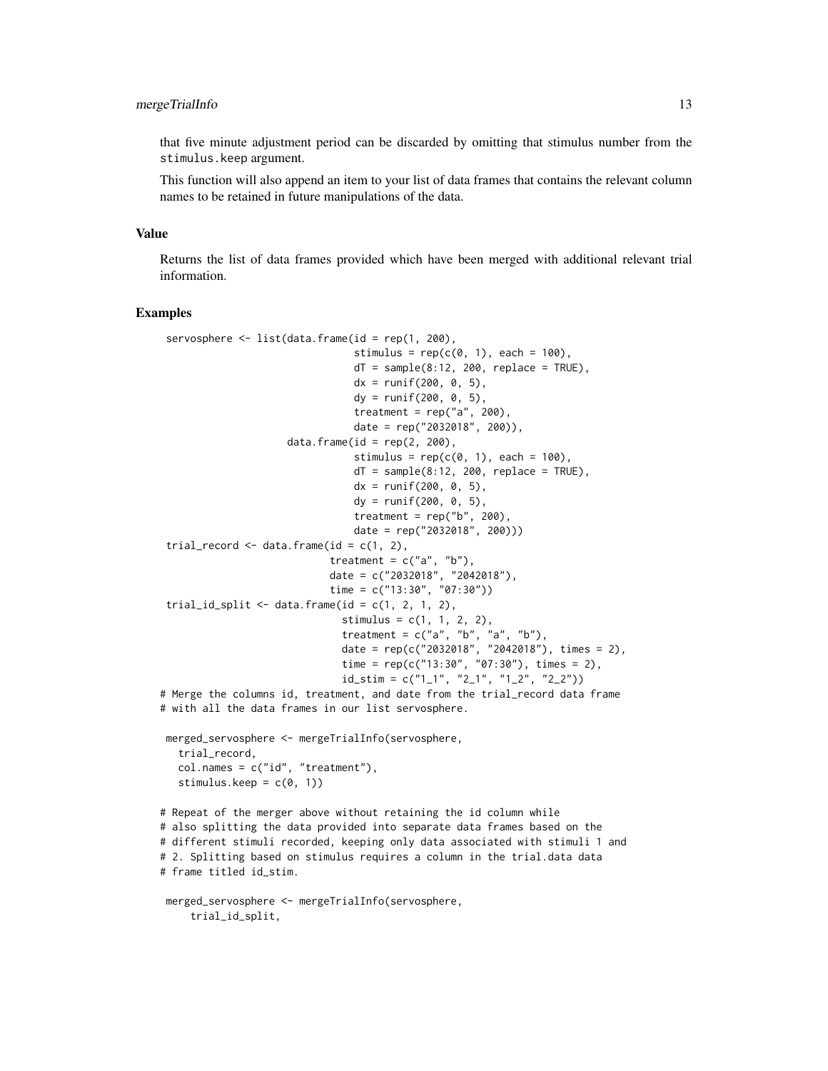that five minute adjustment period can be discarded by omitting that stimulus number from the `stimulus.keep` argument.

This function will also append an item to your list of data frames that contains the relevant column names to be retained in future manipulations of the data.

## Value

Returns the list of data frames provided which have been merged with additional relevant trial information.

## Examples

```
servosphere <- list(data.frame(id = rep(1, 200),
                               stimulus = rep(c(0, 1), each = 100),
                               dT = sample(8:12, 200, replace = TRUE),
                               dx = runif(200, 0, 5),
                               dy = runif(200, 0, 5),
                               treatment = rep("a", 200),
                               date = rep("2032018", 200)),
                    data.frame(id = rep(2, 200),
                               stimulus = rep(c(0, 1), each = 100),
                               dT = sample(8:12, 200, replace = TRUE),
                               dx = runif(200, 0, 5),
                               dy = runif(200, 0, 5),
                               treatment = rep("b", 200),
                               date = rep("2032018", 200)))
trial_record <- data.frame(id = c(1, 2),
                           treatment = c("a", "b"),
                           date = c("2032018", "2042018"),
                           time = c("13:30", "07:30"))
trial_id_split <- data.frame(id = c(1, 2, 1, 2),
                             stimulus = c(1, 1, 2, 2),
                             treatment = c("a", "b", "a", "b"),
                             date = rep(c("2032018", "2042018"), times = 2),
                             time = rep(c("13:30", "07:30"), times = 2),
                             id_stim = c("1_1", "2_1", "1_2", "2_2"))
# Merge the columns id, treatment, and date from the trial_record data frame
# with all the data frames in our list servosphere.

merged_servosphere <- mergeTrialInfo(servosphere,
  trial_record,
  col.names = c("id", "treatment"),
  stimulus.keep = c(0, 1))

# Repeat of the merger above without retaining the id column while
# also splitting the data provided into separate data frames based on the
# different stimuli recorded, keeping only data associated with stimuli 1 and
# 2. Splitting based on stimulus requires a column in the trial.data data
# frame titled id_stim.

merged_servosphere <- mergeTrialInfo(servosphere,
    trial_id_split,
```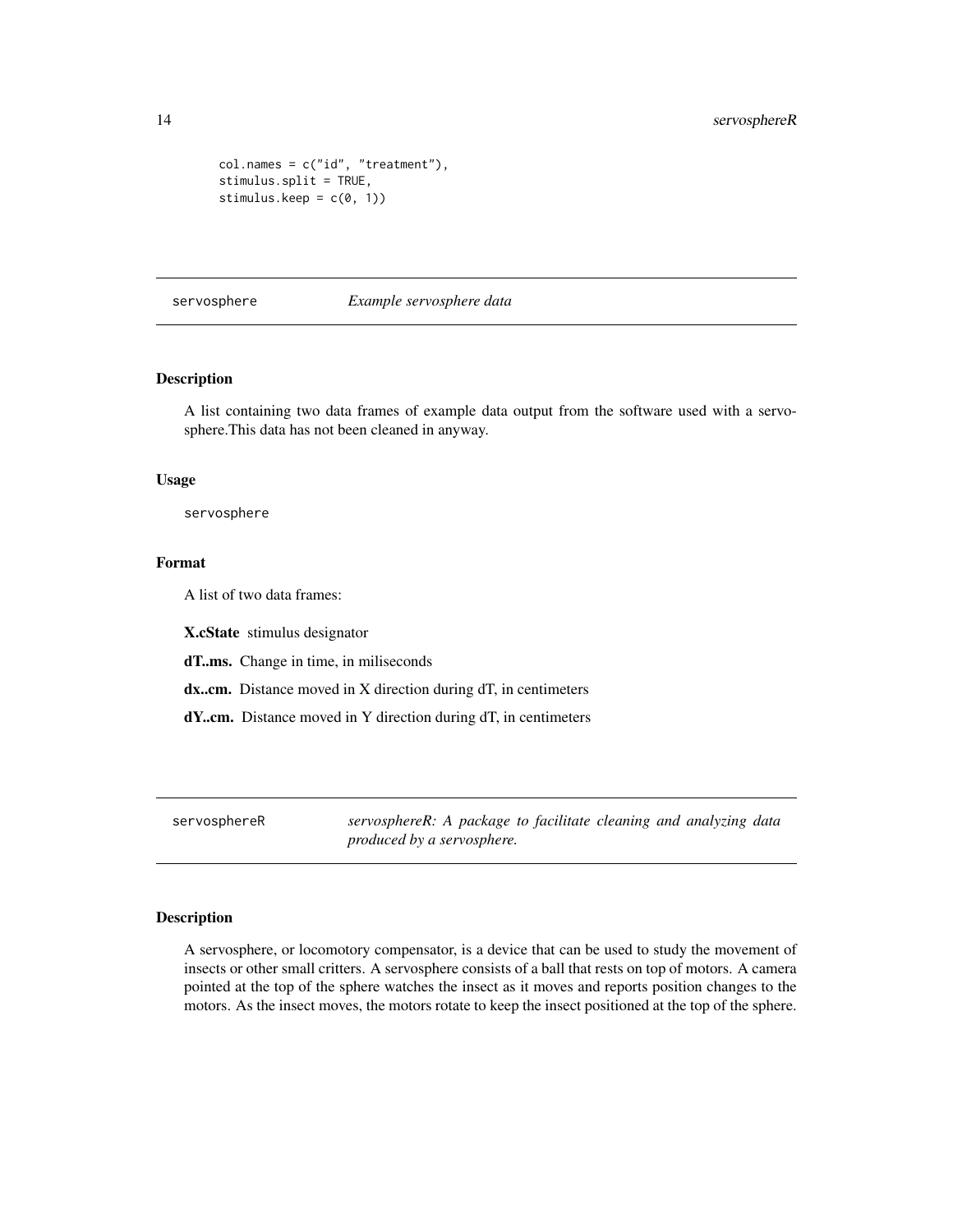```
    col.names = c("id", "treatment"),
    stimulus.split = TRUE,
    stimulus.keep = c(0, 1))
```

---

`servosphere` *Example servosphere data*

---

## Description

A list containing two data frames of example data output from the software used with a servosphere.This data has not been cleaned in anyway.

## Usage

```
servosphere
```

## Format

A list of two data frames:

**X.cState** stimulus designator

**dT..ms.** Change in time, in miliseconds

**dx..cm.** Distance moved in X direction during dT, in centimeters

**dY..cm.** Distance moved in Y direction during dT, in centimeters

---

`servosphereR` *servosphereR: A package to facilitate cleaning and analyzing data produced by a servosphere.*

---

## Description

A servosphere, or locomotory compensator, is a device that can be used to study the movement of insects or other small critters. A servosphere consists of a ball that rests on top of motors. A camera pointed at the top of the sphere watches the insect as it moves and reports position changes to the motors. As the insect moves, the motors rotate to keep the insect positioned at the top of the sphere.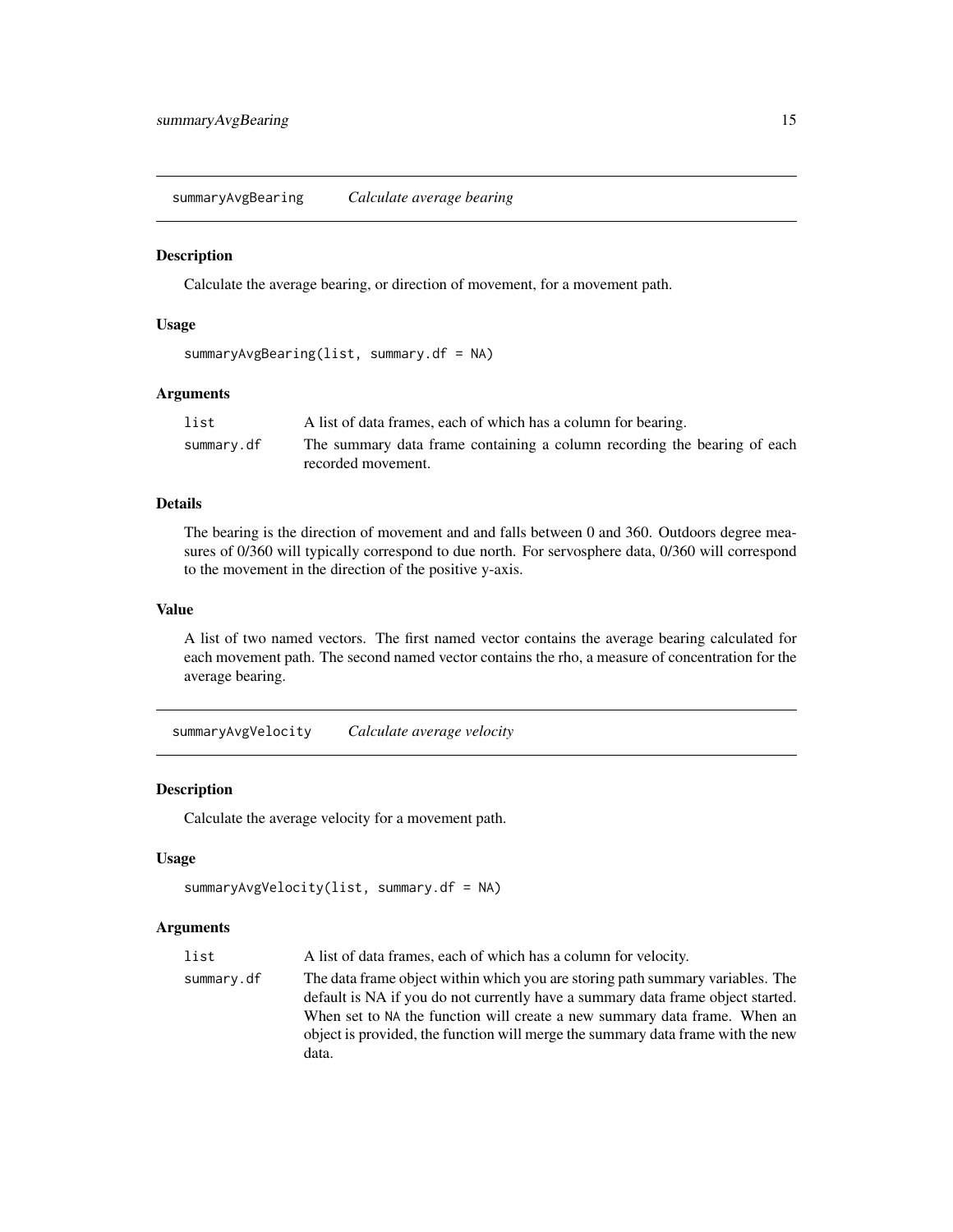## summaryAvgBearing *Calculate average bearing*

### Description

Calculate the average bearing, or direction of movement, for a movement path.

### Usage

```
summaryAvgBearing(list, summary.df = NA)
```

### Arguments

| | |
|---|---|
| `list` | A list of data frames, each of which has a column for bearing. |
| `summary.df` | The summary data frame containing a column recording the bearing of each recorded movement. |

### Details

The bearing is the direction of movement and and falls between 0 and 360. Outdoors degree measures of 0/360 will typically correspond to due north. For servosphere data, 0/360 will correspond to the movement in the direction of the positive y-axis.

### Value

A list of two named vectors. The first named vector contains the average bearing calculated for each movement path. The second named vector contains the rho, a measure of concentration for the average bearing.

## summaryAvgVelocity *Calculate average velocity*

### Description

Calculate the average velocity for a movement path.

### Usage

```
summaryAvgVelocity(list, summary.df = NA)
```

### Arguments

| | |
|---|---|
| `list` | A list of data frames, each of which has a column for velocity. |
| `summary.df` | The data frame object within which you are storing path summary variables. The default is NA if you do not currently have a summary data frame object started. When set to `NA` the function will create a new summary data frame. When an object is provided, the function will merge the summary data frame with the new data. |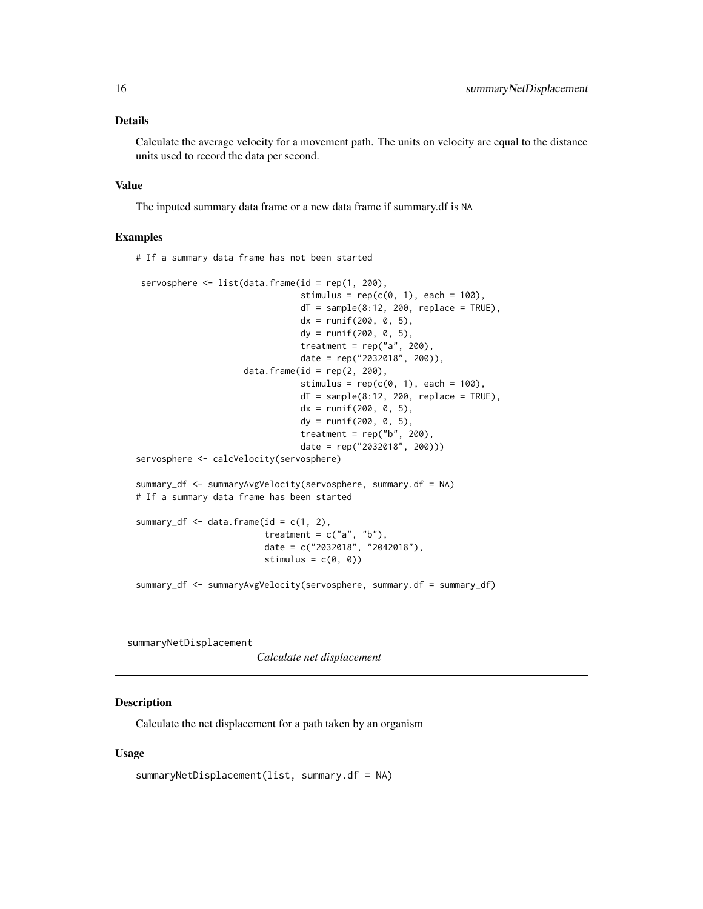## Details

Calculate the average velocity for a movement path. The units on velocity are equal to the distance units used to record the data per second.

## Value

The inputed summary data frame or a new data frame if summary.df is NA

## Examples

```
# If a summary data frame has not been started

 servosphere <- list(data.frame(id = rep(1, 200),
                                stimulus = rep(c(0, 1), each = 100),
                                dT = sample(8:12, 200, replace = TRUE),
                                dx = runif(200, 0, 5),
                                dy = runif(200, 0, 5),
                                treatment = rep("a", 200),
                                date = rep("2032018", 200)),
                     data.frame(id = rep(2, 200),
                                stimulus = rep(c(0, 1), each = 100),
                                dT = sample(8:12, 200, replace = TRUE),
                                dx = runif(200, 0, 5),
                                dy = runif(200, 0, 5),
                                treatment = rep("b", 200),
                                date = rep("2032018", 200)))
servosphere <- calcVelocity(servosphere)

summary_df <- summaryAvgVelocity(servosphere, summary.df = NA)
# If a summary data frame has been started

summary_df <- data.frame(id = c(1, 2),
                         treatment = c("a", "b"),
                         date = c("2032018", "2042018"),
                         stimulus = c(0, 0))

summary_df <- summaryAvgVelocity(servosphere, summary.df = summary_df)
```

---

# summaryNetDisplacement — *Calculate net displacement*

---

## Description

Calculate the net displacement for a path taken by an organism

## Usage

```
summaryNetDisplacement(list, summary.df = NA)
```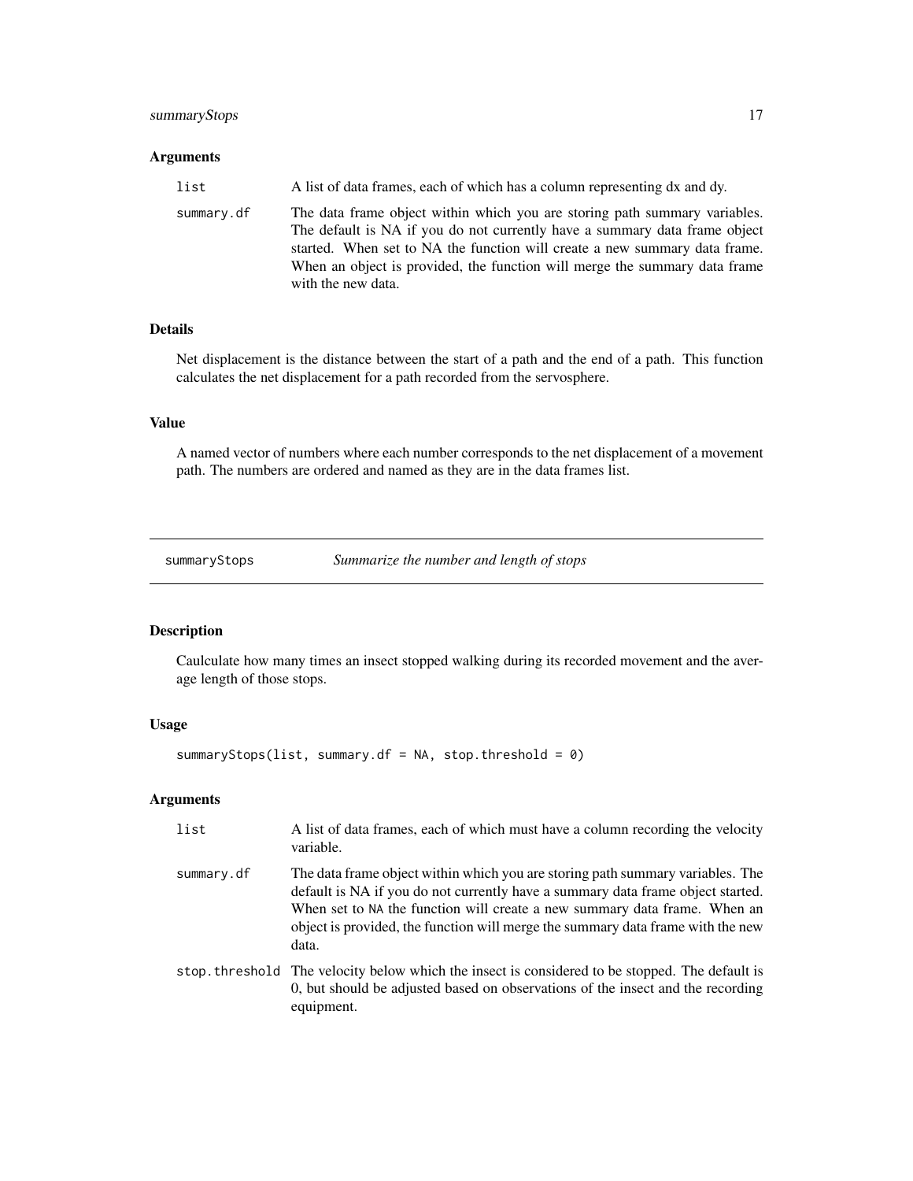### Arguments

- `list` — A list of data frames, each of which has a column representing dx and dy.
- `summary.df` — The data frame object within which you are storing path summary variables. The default is NA if you do not currently have a summary data frame object started. When set to NA the function will create a new summary data frame. When an object is provided, the function will merge the summary data frame with the new data.

### Details

Net displacement is the distance between the start of a path and the end of a path. This function calculates the net displacement for a path recorded from the servosphere.

### Value

A named vector of numbers where each number corresponds to the net displacement of a movement path. The numbers are ordered and named as they are in the data frames list.

---

## summaryStops *Summarize the number and length of stops*

---

### Description

Caulculate how many times an insect stopped walking during its recorded movement and the average length of those stops.

### Usage

```
summaryStops(list, summary.df = NA, stop.threshold = 0)
```

### Arguments

- `list` — A list of data frames, each of which must have a column recording the velocity variable.
- `summary.df` — The data frame object within which you are storing path summary variables. The default is NA if you do not currently have a summary data frame object started. When set to `NA` the function will create a new summary data frame. When an object is provided, the function will merge the summary data frame with the new data.
- `stop.threshold` — The velocity below which the insect is considered to be stopped. The default is 0, but should be adjusted based on observations of the insect and the recording equipment.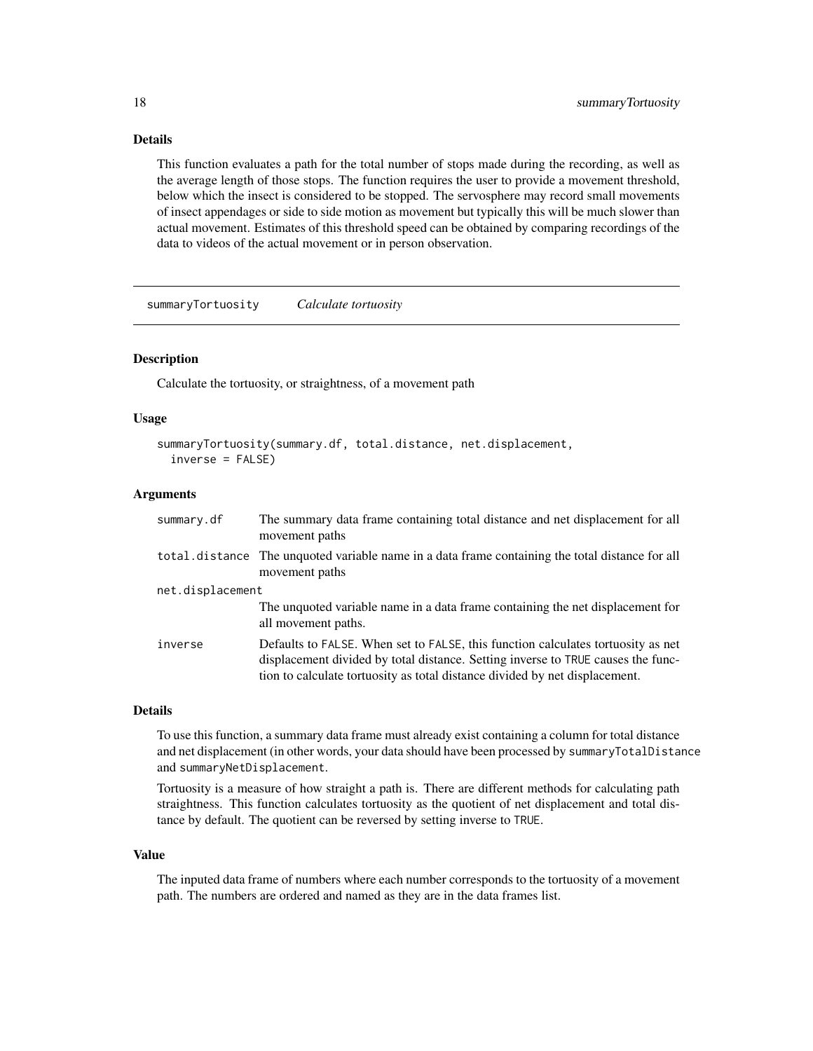### Details

This function evaluates a path for the total number of stops made during the recording, as well as the average length of those stops. The function requires the user to provide a movement threshold, below which the insect is considered to be stopped. The servosphere may record small movements of insect appendages or side to side motion as movement but typically this will be much slower than actual movement. Estimates of this threshold speed can be obtained by comparing recordings of the data to videos of the actual movement or in person observation.

---

## summaryTortuosity *Calculate tortuosity*

---

### Description

Calculate the tortuosity, or straightness, of a movement path

### Usage

```
summaryTortuosity(summary.df, total.distance, net.displacement,
  inverse = FALSE)
```

### Arguments

| | |
|---|---|
| summary.df | The summary data frame containing total distance and net displacement for all movement paths |
| total.distance | The unquoted variable name in a data frame containing the total distance for all movement paths |
| net.displacement | The unquoted variable name in a data frame containing the net displacement for all movement paths. |
| inverse | Defaults to FALSE. When set to FALSE, this function calculates tortuosity as net displacement divided by total distance. Setting inverse to TRUE causes the function to calculate tortuosity as total distance divided by net displacement. |

### Details

To use this function, a summary data frame must already exist containing a column for total distance and net displacement (in other words, your data should have been processed by summaryTotalDistance and summaryNetDisplacement.

Tortuosity is a measure of how straight a path is. There are different methods for calculating path straightness. This function calculates tortuosity as the quotient of net displacement and total distance by default. The quotient can be reversed by setting inverse to TRUE.

### Value

The inputed data frame of numbers where each number corresponds to the tortuosity of a movement path. The numbers are ordered and named as they are in the data frames list.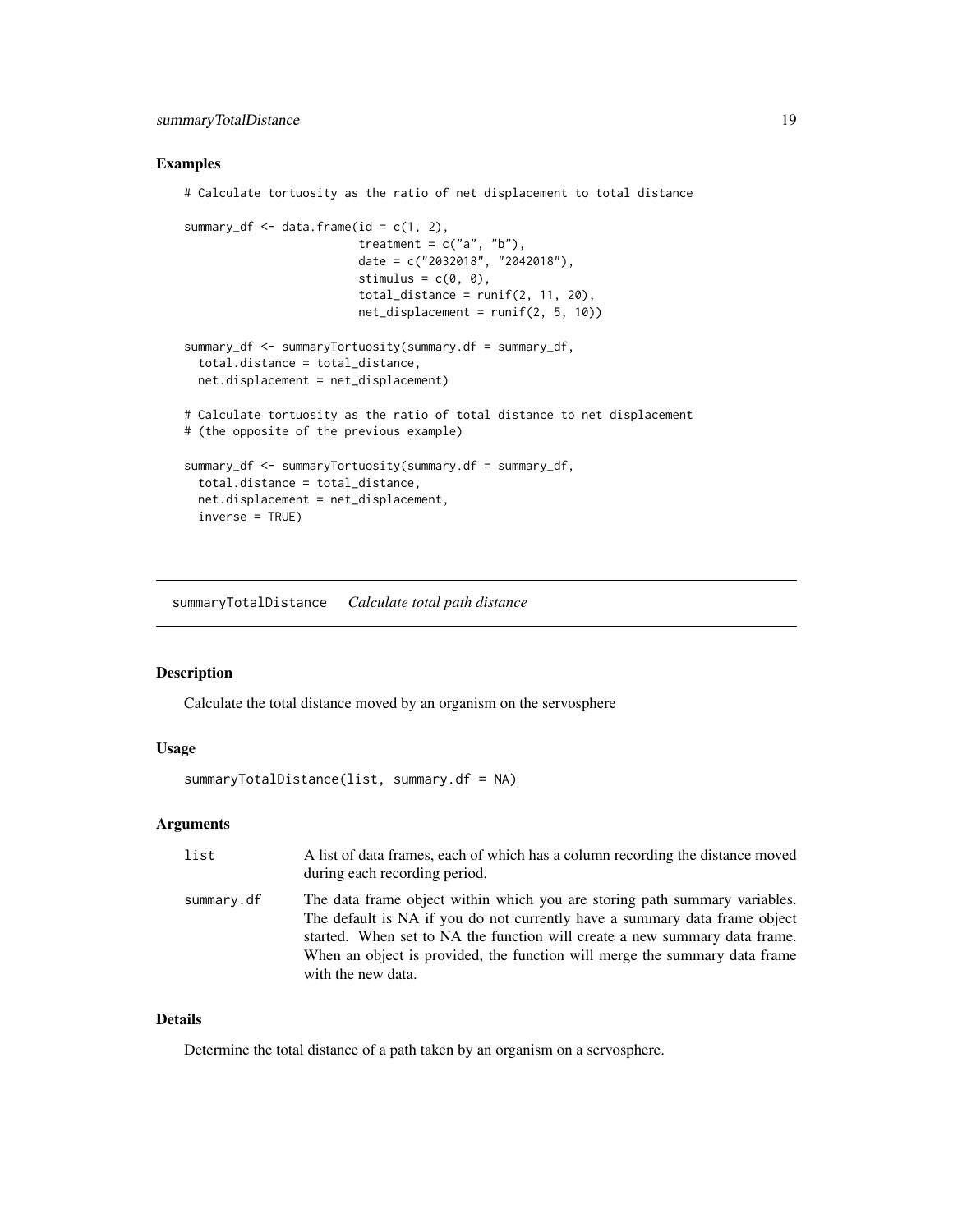## Examples

```
# Calculate tortuosity as the ratio of net displacement to total distance

summary_df <- data.frame(id = c(1, 2),
                         treatment = c("a", "b"),
                         date = c("2032018", "2042018"),
                         stimulus = c(0, 0),
                         total_distance = runif(2, 11, 20),
                         net_displacement = runif(2, 5, 10))

summary_df <- summaryTortuosity(summary.df = summary_df,
  total.distance = total_distance,
  net.displacement = net_displacement)

# Calculate tortuosity as the ratio of total distance to net displacement
# (the opposite of the previous example)

summary_df <- summaryTortuosity(summary.df = summary_df,
  total.distance = total_distance,
  net.displacement = net_displacement,
  inverse = TRUE)
```

---

# summaryTotalDistance *Calculate total path distance*

---

## Description

Calculate the total distance moved by an organism on the servosphere

## Usage

```
summaryTotalDistance(list, summary.df = NA)
```

## Arguments

| | |
|---|---|
| list | A list of data frames, each of which has a column recording the distance moved during each recording period. |
| summary.df | The data frame object within which you are storing path summary variables. The default is NA if you do not currently have a summary data frame object started. When set to NA the function will create a new summary data frame. When an object is provided, the function will merge the summary data frame with the new data. |

## Details

Determine the total distance of a path taken by an organism on a servosphere.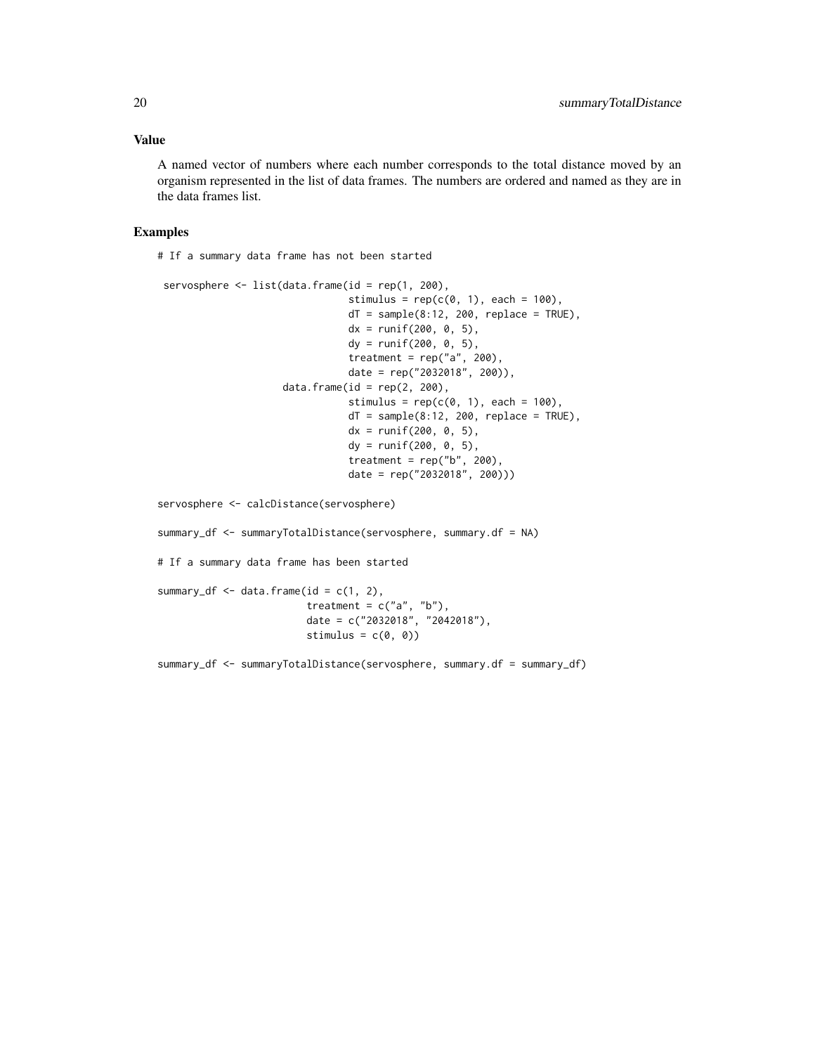### Value

A named vector of numbers where each number corresponds to the total distance moved by an organism represented in the list of data frames. The numbers are ordered and named as they are in the data frames list.

### Examples

```
# If a summary data frame has not been started

 servosphere <- list(data.frame(id = rep(1, 200),
                                stimulus = rep(c(0, 1), each = 100),
                                dT = sample(8:12, 200, replace = TRUE),
                                dx = runif(200, 0, 5),
                                dy = runif(200, 0, 5),
                                treatment = rep("a", 200),
                                date = rep("2032018", 200)),
                     data.frame(id = rep(2, 200),
                                stimulus = rep(c(0, 1), each = 100),
                                dT = sample(8:12, 200, replace = TRUE),
                                dx = runif(200, 0, 5),
                                dy = runif(200, 0, 5),
                                treatment = rep("b", 200),
                                date = rep("2032018", 200)))

servosphere <- calcDistance(servosphere)

summary_df <- summaryTotalDistance(servosphere, summary.df = NA)

# If a summary data frame has been started

summary_df <- data.frame(id = c(1, 2),
                         treatment = c("a", "b"),
                         date = c("2032018", "2042018"),
                         stimulus = c(0, 0))

summary_df <- summaryTotalDistance(servosphere, summary.df = summary_df)
```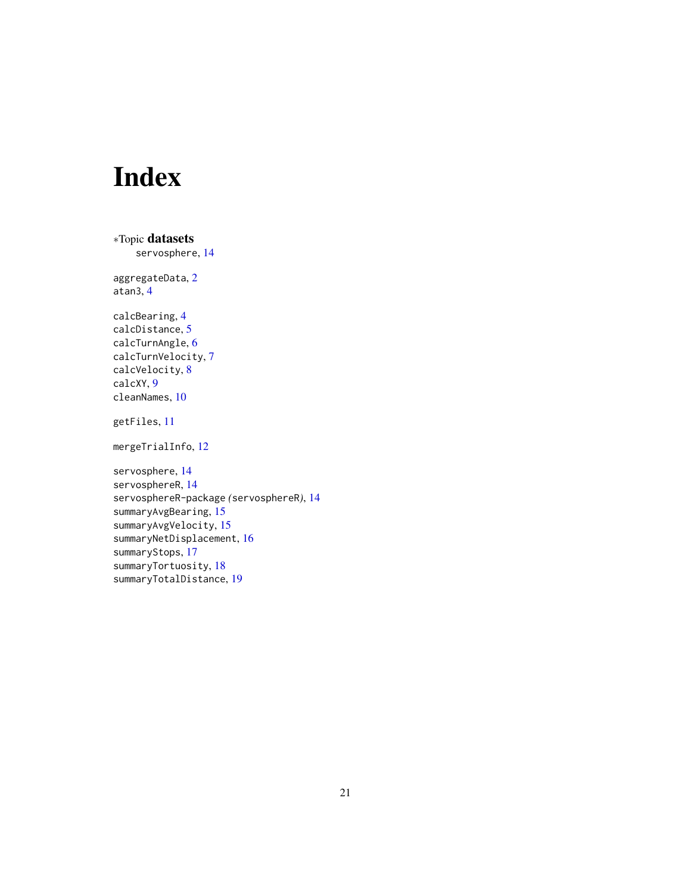# Index

*Topic **datasets**
    servosphere, 14

aggregateData, 2
atan3, 4

calcBearing, 4
calcDistance, 5
calcTurnAngle, 6
calcTurnVelocity, 7
calcVelocity, 8
calcXY, 9
cleanNames, 10

getFiles, 11

mergeTrialInfo, 12

servosphere, 14
servosphereR, 14
servosphereR-package *(servosphereR)*, 14
summaryAvgBearing, 15
summaryAvgVelocity, 15
summaryNetDisplacement, 16
summaryStops, 17
summaryTortuosity, 18
summaryTotalDistance, 19